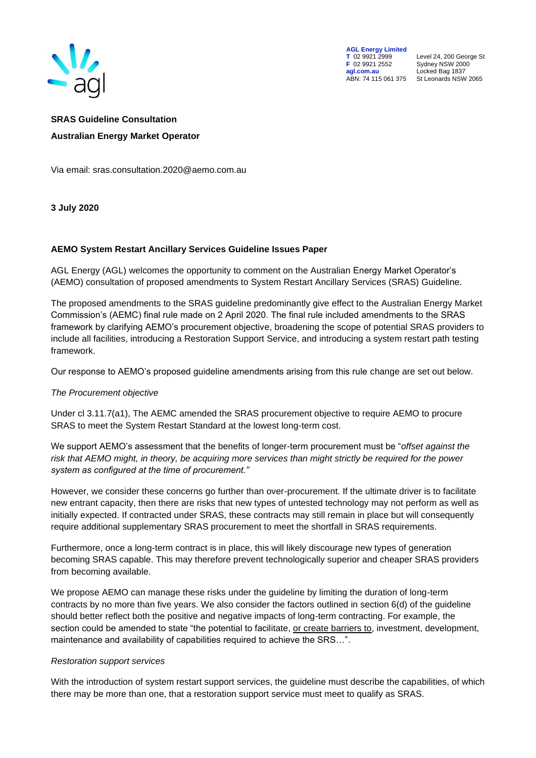**AGL Energy Limited**
**T** 02 9921 2999
**F** 02 9921 2552
**agl.com.au**
ABN: 74 115 061 375

Level 24, 200 George St
Sydney NSW 2000
Locked Bag 1837
St Leonards NSW 2065

**SRAS Guideline Consultation**

**Australian Energy Market Operator**

Via email: sras.consultation.2020@aemo.com.au

**3 July 2020**

**AEMO System Restart Ancillary Services Guideline Issues Paper**

AGL Energy (AGL) welcomes the opportunity to comment on the Australian Energy Market Operator's (AEMO) consultation of proposed amendments to System Restart Ancillary Services (SRAS) Guideline.

The proposed amendments to the SRAS guideline predominantly give effect to the Australian Energy Market Commission's (AEMC) final rule made on 2 April 2020. The final rule included amendments to the SRAS framework by clarifying AEMO's procurement objective, broadening the scope of potential SRAS providers to include all facilities, introducing a Restoration Support Service, and introducing a system restart path testing framework.

Our response to AEMO's proposed guideline amendments arising from this rule change are set out below.

*The Procurement objective*

Under cl 3.11.7(a1), The AEMC amended the SRAS procurement objective to require AEMO to procure SRAS to meet the System Restart Standard at the lowest long-term cost.

We support AEMO's assessment that the benefits of longer-term procurement must be "*offset against the risk that AEMO might, in theory, be acquiring more services than might strictly be required for the power system as configured at the time of procurement."*

However, we consider these concerns go further than over-procurement. If the ultimate driver is to facilitate new entrant capacity, then there are risks that new types of untested technology may not perform as well as initially expected. If contracted under SRAS, these contracts may still remain in place but will consequently require additional supplementary SRAS procurement to meet the shortfall in SRAS requirements.

Furthermore, once a long-term contract is in place, this will likely discourage new types of generation becoming SRAS capable. This may therefore prevent technologically superior and cheaper SRAS providers from becoming available.

We propose AEMO can manage these risks under the guideline by limiting the duration of long-term contracts by no more than five years. We also consider the factors outlined in section 6(d) of the guideline should better reflect both the positive and negative impacts of long-term contracting. For example, the section could be amended to state "the potential to facilitate, <u>or create barriers to</u>, investment, development, maintenance and availability of capabilities required to achieve the SRS…".

*Restoration support services*

With the introduction of system restart support services, the guideline must describe the capabilities, of which there may be more than one, that a restoration support service must meet to qualify as SRAS.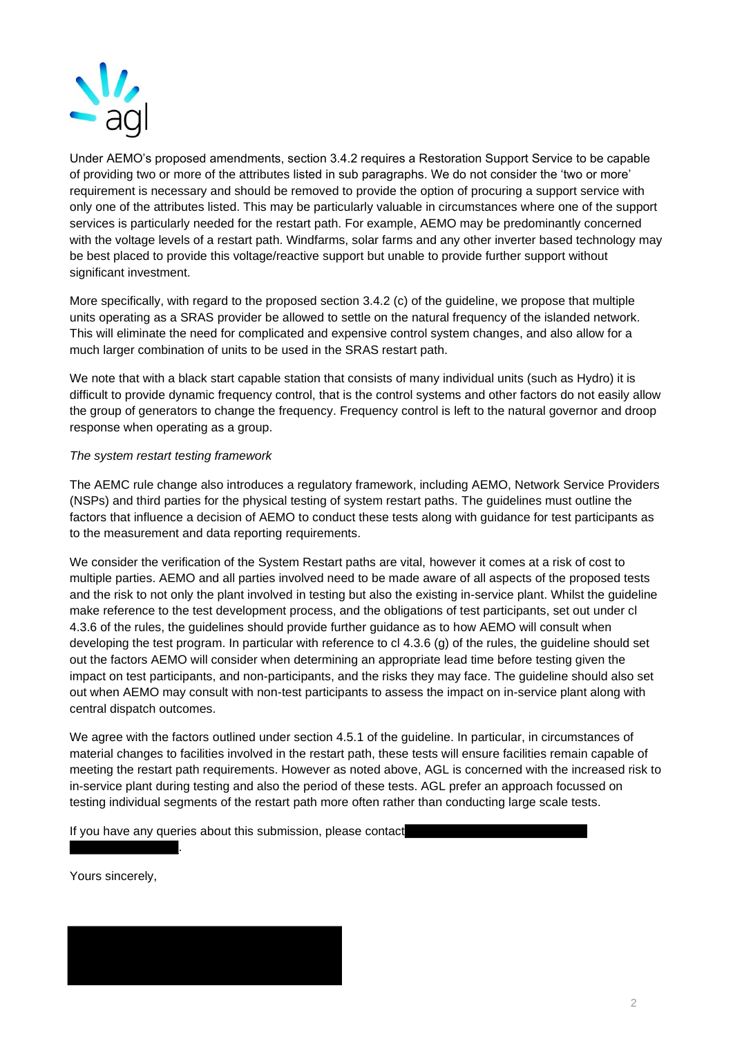Under AEMO's proposed amendments, section 3.4.2 requires a Restoration Support Service to be capable of providing two or more of the attributes listed in sub paragraphs. We do not consider the 'two or more' requirement is necessary and should be removed to provide the option of procuring a support service with only one of the attributes listed. This may be particularly valuable in circumstances where one of the support services is particularly needed for the restart path. For example, AEMO may be predominantly concerned with the voltage levels of a restart path. Windfarms, solar farms and any other inverter based technology may be best placed to provide this voltage/reactive support but unable to provide further support without significant investment.

More specifically, with regard to the proposed section 3.4.2 (c) of the guideline, we propose that multiple units operating as a SRAS provider be allowed to settle on the natural frequency of the islanded network. This will eliminate the need for complicated and expensive control system changes, and also allow for a much larger combination of units to be used in the SRAS restart path.

We note that with a black start capable station that consists of many individual units (such as Hydro) it is difficult to provide dynamic frequency control, that is the control systems and other factors do not easily allow the group of generators to change the frequency. Frequency control is left to the natural governor and droop response when operating as a group.

*The system restart testing framework*

The AEMC rule change also introduces a regulatory framework, including AEMO, Network Service Providers (NSPs) and third parties for the physical testing of system restart paths. The guidelines must outline the factors that influence a decision of AEMO to conduct these tests along with guidance for test participants as to the measurement and data reporting requirements.

We consider the verification of the System Restart paths are vital, however it comes at a risk of cost to multiple parties. AEMO and all parties involved need to be made aware of all aspects of the proposed tests and the risk to not only the plant involved in testing but also the existing in-service plant. Whilst the guideline make reference to the test development process, and the obligations of test participants, set out under cl 4.3.6 of the rules, the guidelines should provide further guidance as to how AEMO will consult when developing the test program. In particular with reference to cl 4.3.6 (g) of the rules, the guideline should set out the factors AEMO will consider when determining an appropriate lead time before testing given the impact on test participants, and non-participants, and the risks they may face. The guideline should also set out when AEMO may consult with non-test participants to assess the impact on in-service plant along with central dispatch outcomes.

We agree with the factors outlined under section 4.5.1 of the guideline. In particular, in circumstances of material changes to facilities involved in the restart path, these tests will ensure facilities remain capable of meeting the restart path requirements. However as noted above, AGL is concerned with the increased risk to in-service plant during testing and also the period of these tests. AGL prefer an approach focussed on testing individual segments of the restart path more often rather than conducting large scale tests.

If you have any queries about this submission, please contact .

Yours sincerely,